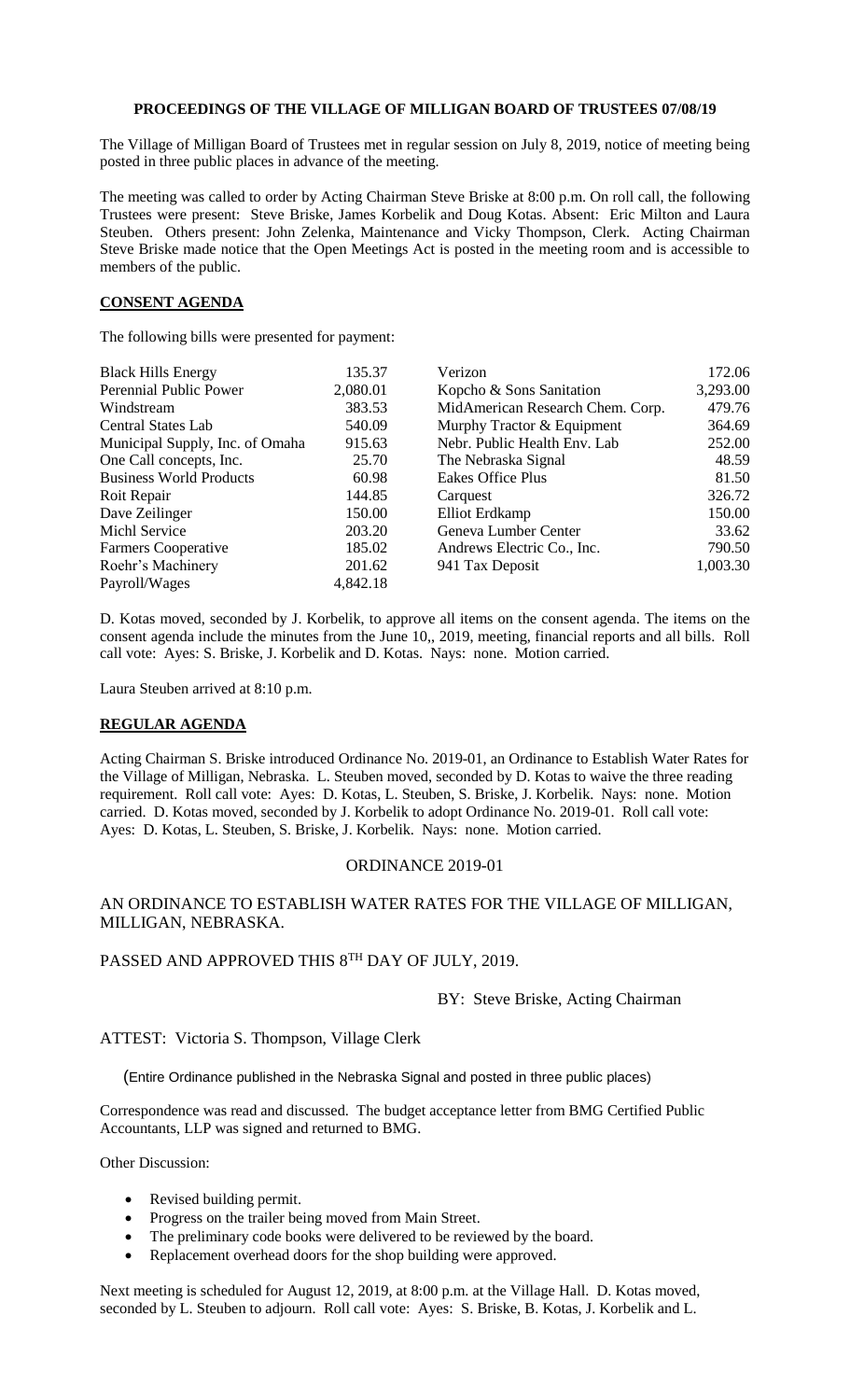**PROCEEDINGS OF THE VILLAGE OF MILLIGAN BOARD OF TRUSTEES 07/08/19**

The Village of Milligan Board of Trustees met in regular session on July 8, 2019, notice of meeting being posted in three public places in advance of the meeting.

The meeting was called to order by Acting Chairman Steve Briske at 8:00 p.m. On roll call, the following Trustees were present: Steve Briske, James Korbelik and Doug Kotas. Absent: Eric Milton and Laura Steuben. Others present: John Zelenka, Maintenance and Vicky Thompson, Clerk. Acting Chairman Steve Briske made notice that the Open Meetings Act is posted in the meeting room and is accessible to members of the public.

**CONSENT AGENDA**

The following bills were presented for payment:

| | | | |
|---|---|---|---|
| Black Hills Energy | 135.37 | Verizon | 172.06 |
| Perennial Public Power | 2,080.01 | Kopcho & Sons Sanitation | 3,293.00 |
| Windstream | 383.53 | MidAmerican Research Chem. Corp. | 479.76 |
| Central States Lab | 540.09 | Murphy Tractor & Equipment | 364.69 |
| Municipal Supply, Inc. of Omaha | 915.63 | Nebr. Public Health Env. Lab | 252.00 |
| One Call concepts, Inc. | 25.70 | The Nebraska Signal | 48.59 |
| Business World Products | 60.98 | Eakes Office Plus | 81.50 |
| Roit Repair | 144.85 | Carquest | 326.72 |
| Dave Zeilinger | 150.00 | Elliot Erdkamp | 150.00 |
| Michl Service | 203.20 | Geneva Lumber Center | 33.62 |
| Farmers Cooperative | 185.02 | Andrews Electric Co., Inc. | 790.50 |
| Roehr's Machinery | 201.62 | 941 Tax Deposit | 1,003.30 |
| Payroll/Wages | 4,842.18 | | |

D. Kotas moved, seconded by J. Korbelik, to approve all items on the consent agenda. The items on the consent agenda include the minutes from the June 10,, 2019, meeting, financial reports and all bills. Roll call vote: Ayes: S. Briske, J. Korbelik and D. Kotas. Nays: none. Motion carried.

Laura Steuben arrived at 8:10 p.m.

**REGULAR AGENDA**

Acting Chairman S. Briske introduced Ordinance No. 2019-01, an Ordinance to Establish Water Rates for the Village of Milligan, Nebraska. L. Steuben moved, seconded by D. Kotas to waive the three reading requirement. Roll call vote: Ayes: D. Kotas, L. Steuben, S. Briske, J. Korbelik. Nays: none. Motion carried. D. Kotas moved, seconded by J. Korbelik to adopt Ordinance No. 2019-01. Roll call vote: Ayes: D. Kotas, L. Steuben, S. Briske, J. Korbelik. Nays: none. Motion carried.

ORDINANCE 2019-01

AN ORDINANCE TO ESTABLISH WATER RATES FOR THE VILLAGE OF MILLIGAN, MILLIGAN, NEBRASKA.

PASSED AND APPROVED THIS 8TH DAY OF JULY, 2019.

BY: Steve Briske, Acting Chairman

ATTEST: Victoria S. Thompson, Village Clerk

(Entire Ordinance published in the Nebraska Signal and posted in three public places)

Correspondence was read and discussed. The budget acceptance letter from BMG Certified Public Accountants, LLP was signed and returned to BMG.

Other Discussion:

- Revised building permit.
- Progress on the trailer being moved from Main Street.
- The preliminary code books were delivered to be reviewed by the board.
- Replacement overhead doors for the shop building were approved.

Next meeting is scheduled for August 12, 2019, at 8:00 p.m. at the Village Hall. D. Kotas moved, seconded by L. Steuben to adjourn. Roll call vote: Ayes: S. Briske, B. Kotas, J. Korbelik and L.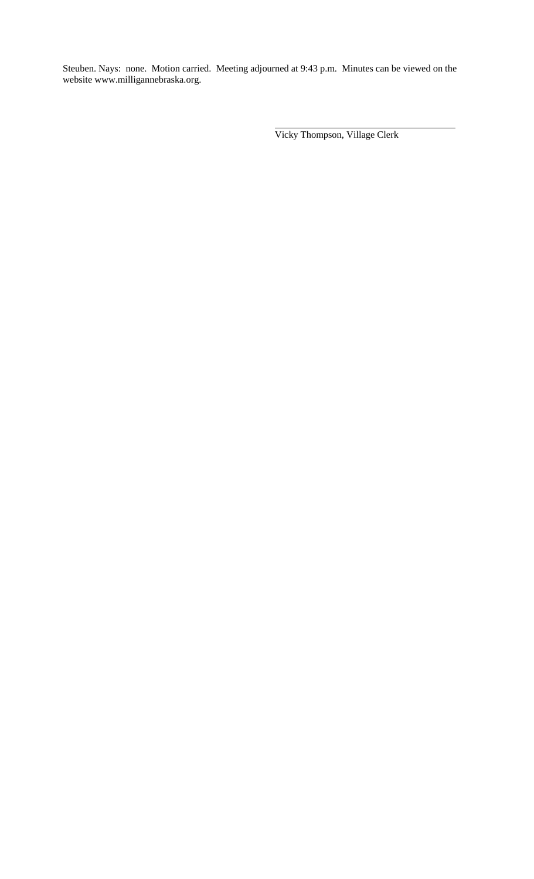Steuben. Nays: none. Motion carried. Meeting adjourned at 9:43 p.m. Minutes can be viewed on the website www.milligannebraska.org.

\_\_\_\_\_\_\_\_\_\_\_\_\_\_\_\_\_\_\_\_\_\_\_\_\_\_\_\_\_\_\_\_\_\_\_\_

Vicky Thompson, Village Clerk